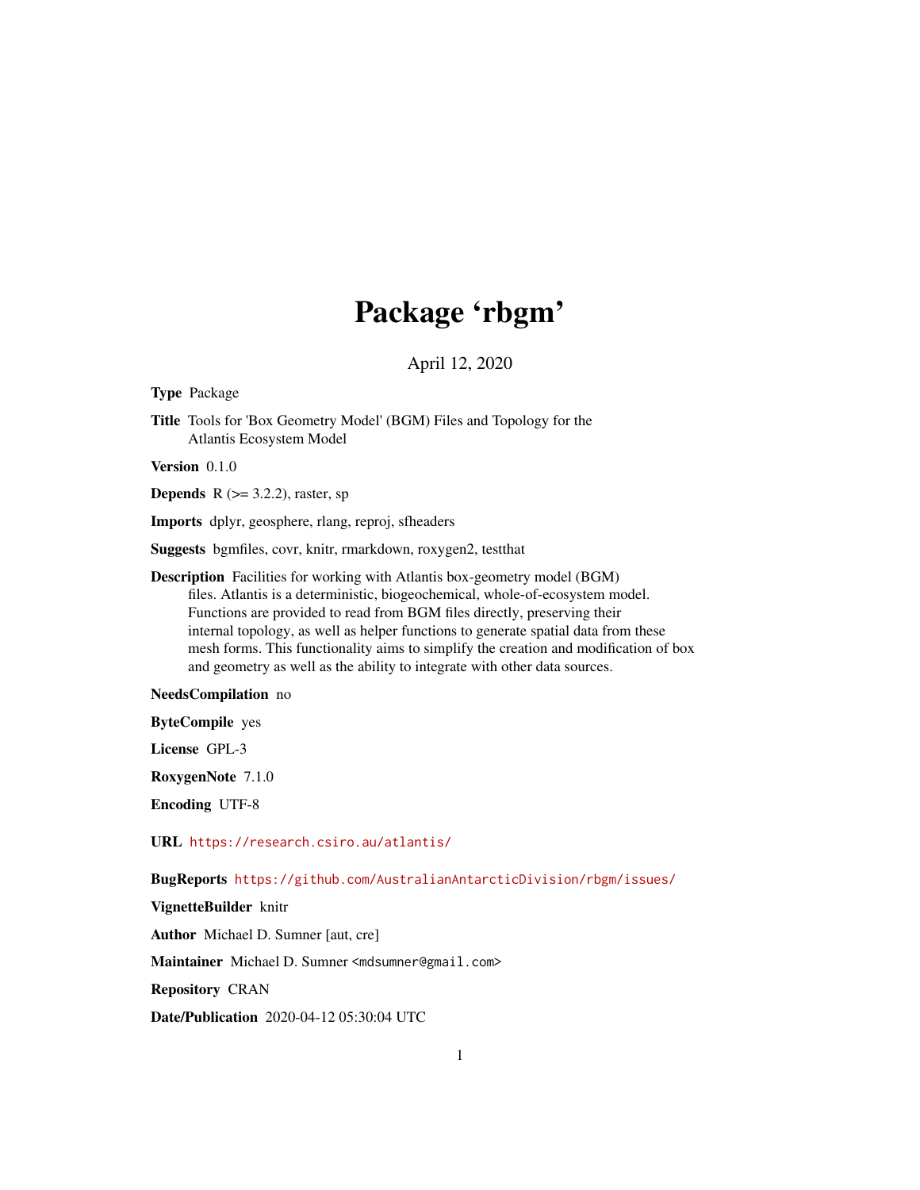# Package 'rbgm'

April 12, 2020

**Type** Package

**Title** Tools for 'Box Geometry Model' (BGM) Files and Topology for the Atlantis Ecosystem Model

**Version** 0.1.0

**Depends** R (>= 3.2.2), raster, sp

**Imports** dplyr, geosphere, rlang, reproj, sfheaders

**Suggests** bgmfiles, covr, knitr, rmarkdown, roxygen2, testthat

**Description** Facilities for working with Atlantis box-geometry model (BGM) files. Atlantis is a deterministic, biogeochemical, whole-of-ecosystem model. Functions are provided to read from BGM files directly, preserving their internal topology, as well as helper functions to generate spatial data from these mesh forms. This functionality aims to simplify the creation and modification of box and geometry as well as the ability to integrate with other data sources.

**NeedsCompilation** no

**ByteCompile** yes

**License** GPL-3

**RoxygenNote** 7.1.0

**Encoding** UTF-8

**URL** https://research.csiro.au/atlantis/

**BugReports** https://github.com/AustralianAntarcticDivision/rbgm/issues/

**VignetteBuilder** knitr

**Author** Michael D. Sumner [aut, cre]

**Maintainer** Michael D. Sumner <mdsumner@gmail.com>

**Repository** CRAN

**Date/Publication** 2020-04-12 05:30:04 UTC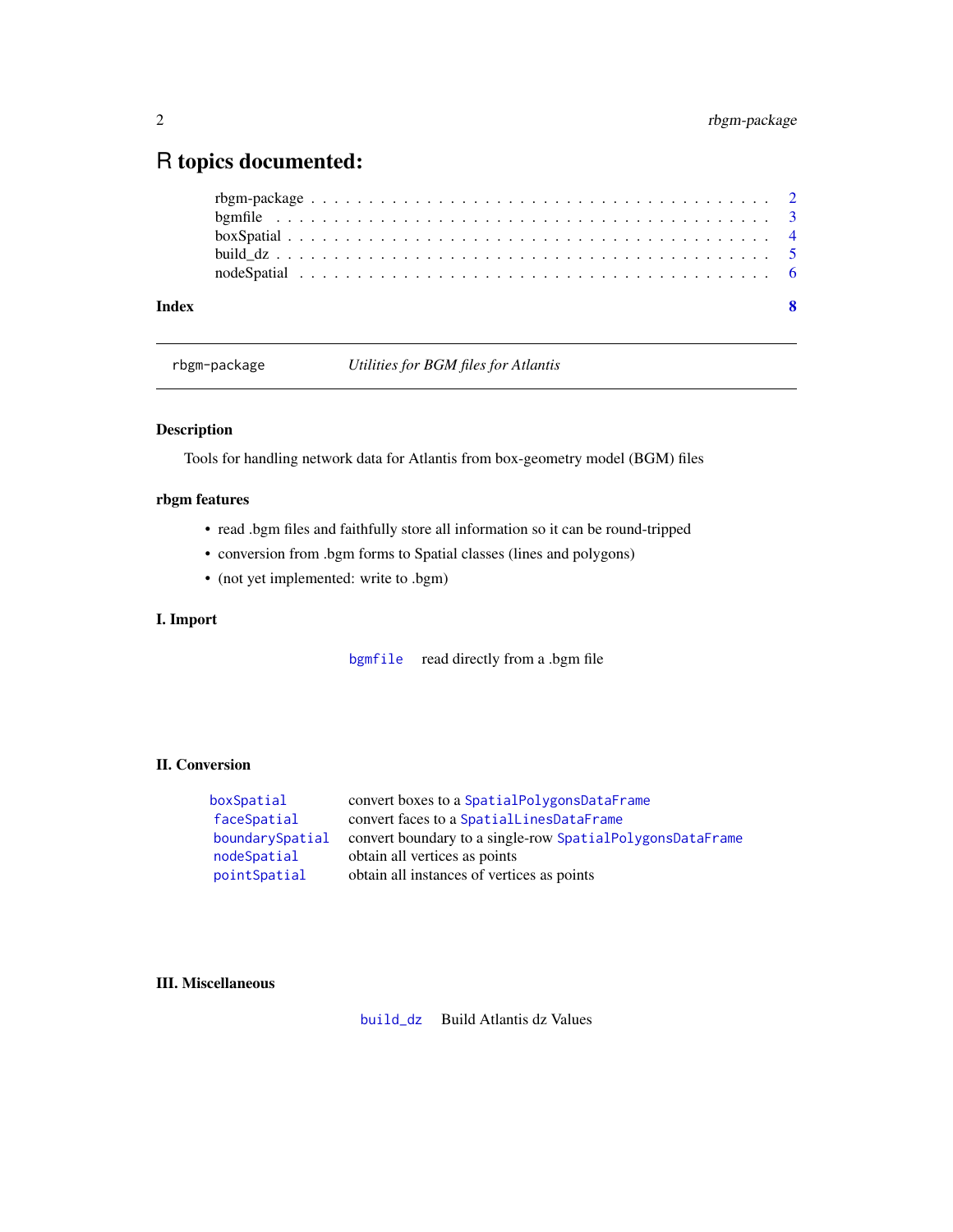# R topics documented:

| | |
|---|---|
| rbgm-package | 2 |
| bgmfile | 3 |
| boxSpatial | 4 |
| build_dz | 5 |
| nodeSpatial | 6 |
| **Index** | **8** |

---

`rbgm-package` *Utilities for BGM files for Atlantis*

---

### Description

Tools for handling network data for Atlantis from box-geometry model (BGM) files

### rbgm features

- read .bgm files and faithfully store all information so it can be round-tripped
- conversion from .bgm forms to Spatial classes (lines and polygons)
- (not yet implemented: write to .bgm)

### I. Import

| | |
|---|---|
| `bgmfile` | read directly from a .bgm file |

### II. Conversion

| | |
|---|---|
| `boxSpatial` | convert boxes to a `SpatialPolygonsDataFrame` |
| `faceSpatial` | convert faces to a `SpatialLinesDataFrame` |
| `boundarySpatial` | convert boundary to a single-row `SpatialPolygonsDataFrame` |
| `nodeSpatial` | obtain all vertices as points |
| `pointSpatial` | obtain all instances of vertices as points |

### III. Miscellaneous

| | |
|---|---|
| `build_dz` | Build Atlantis dz Values |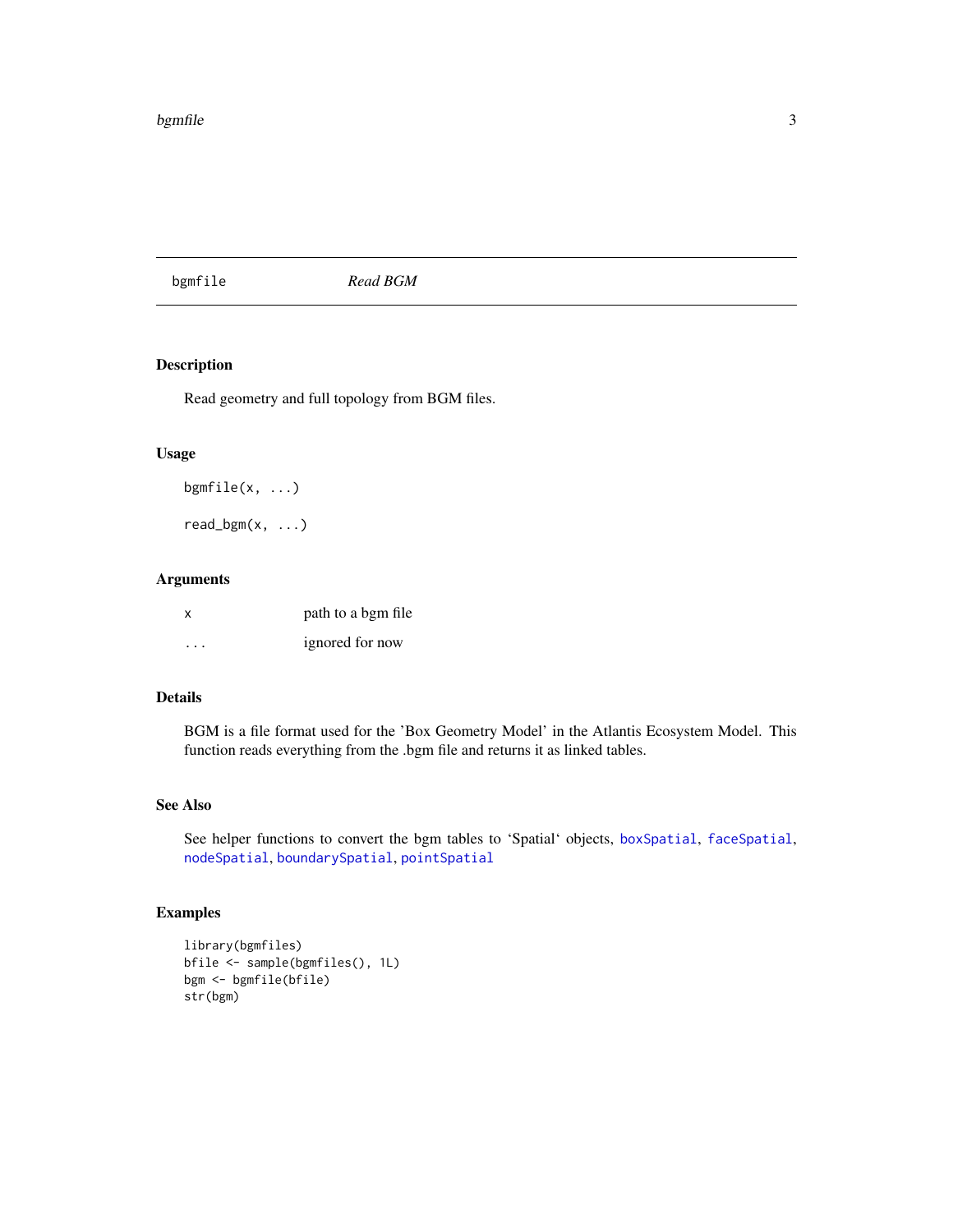bgmfile *Read BGM*

## Description

Read geometry and full topology from BGM files.

## Usage

```
bgmfile(x, ...)

read_bgm(x, ...)
```

## Arguments

| | |
|---|---|
| x | path to a bgm file |
| ... | ignored for now |

## Details

BGM is a file format used for the 'Box Geometry Model' in the Atlantis Ecosystem Model. This function reads everything from the .bgm file and returns it as linked tables.

## See Also

See helper functions to convert the bgm tables to 'Spatial' objects, `boxSpatial`, `faceSpatial`, `nodeSpatial`, `boundarySpatial`, `pointSpatial`

## Examples

```
library(bgmfiles)
bfile <- sample(bgmfiles(), 1L)
bgm <- bgmfile(bfile)
str(bgm)
```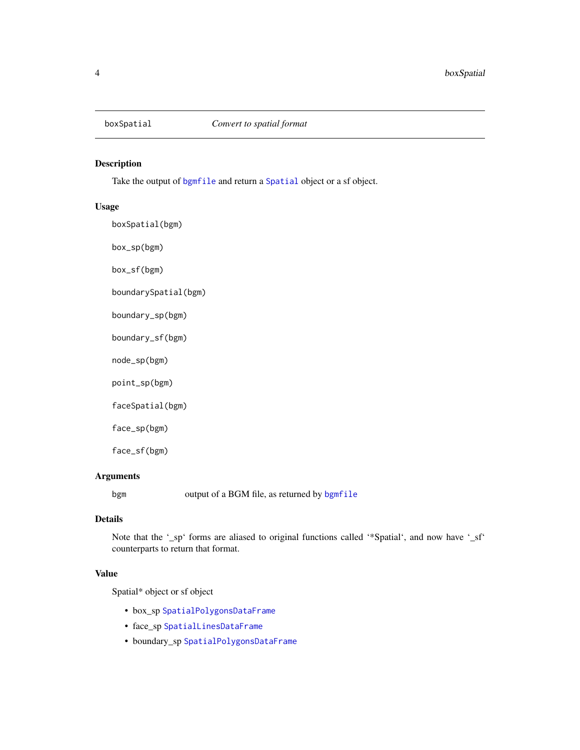boxSpatial *Convert to spatial format*

## Description

Take the output of `bgmfile` and return a `Spatial` object or a sf object.

## Usage

```
boxSpatial(bgm)

box_sp(bgm)

box_sf(bgm)

boundarySpatial(bgm)

boundary_sp(bgm)

boundary_sf(bgm)

node_sp(bgm)

point_sp(bgm)

faceSpatial(bgm)

face_sp(bgm)

face_sf(bgm)
```

## Arguments

| | |
|---|---|
| bgm | output of a BGM file, as returned by `bgmfile` |

## Details

Note that the '_sp' forms are aliased to original functions called '*Spatial', and now have '_sf' counterparts to return that format.

## Value

Spatial* object or sf object

- box_sp `SpatialPolygonsDataFrame`
- face_sp `SpatialLinesDataFrame`
- boundary_sp `SpatialPolygonsDataFrame`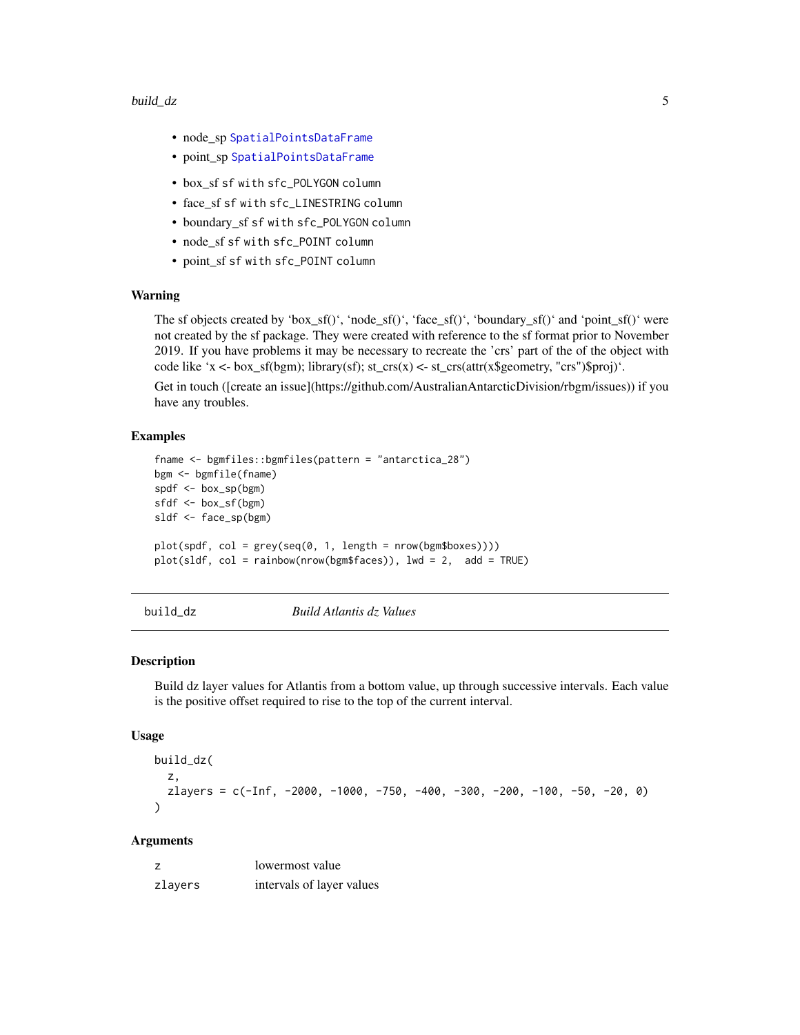- node_sp `SpatialPointsDataFrame`
- point_sp `SpatialPointsDataFrame`

- box_sf `sf with sfc_POLYGON column`
- face_sf `sf with sfc_LINESTRING column`
- boundary_sf `sf with sfc_POLYGON column`
- node_sf `sf with sfc_POINT column`
- point_sf `sf with sfc_POINT column`

### Warning

The sf objects created by 'box_sf()', 'node_sf()', 'face_sf()', 'boundary_sf()' and 'point_sf()' were not created by the sf package. They were created with reference to the sf format prior to November 2019. If you have problems it may be necessary to recreate the 'crs' part of the of the object with code like 'x <- box_sf(bgm); library(sf); st_crs(x) <- st_crs(attr(x$geometry, "crs")$proj)'.

Get in touch ([create an issue](https://github.com/AustralianAntarcticDivision/rbgm/issues)) if you have any troubles.

### Examples

```
fname <- bgmfiles::bgmfiles(pattern = "antarctica_28")
bgm <- bgmfile(fname)
spdf <- box_sp(bgm)
sfdf <- box_sf(bgm)
sldf <- face_sp(bgm)

plot(spdf, col = grey(seq(0, 1, length = nrow(bgm$boxes))))
plot(sldf, col = rainbow(nrow(bgm$faces)), lwd = 2,  add = TRUE)
```

---

## build_dz — *Build Atlantis dz Values*

### Description

Build dz layer values for Atlantis from a bottom value, up through successive intervals. Each value is the positive offset required to rise to the top of the current interval.

### Usage

```
build_dz(
  z,
  zlayers = c(-Inf, -2000, -1000, -750, -400, -300, -200, -100, -50, -20, 0)
)
```

### Arguments

| | |
|---|---|
| z | lowermost value |
| zlayers | intervals of layer values |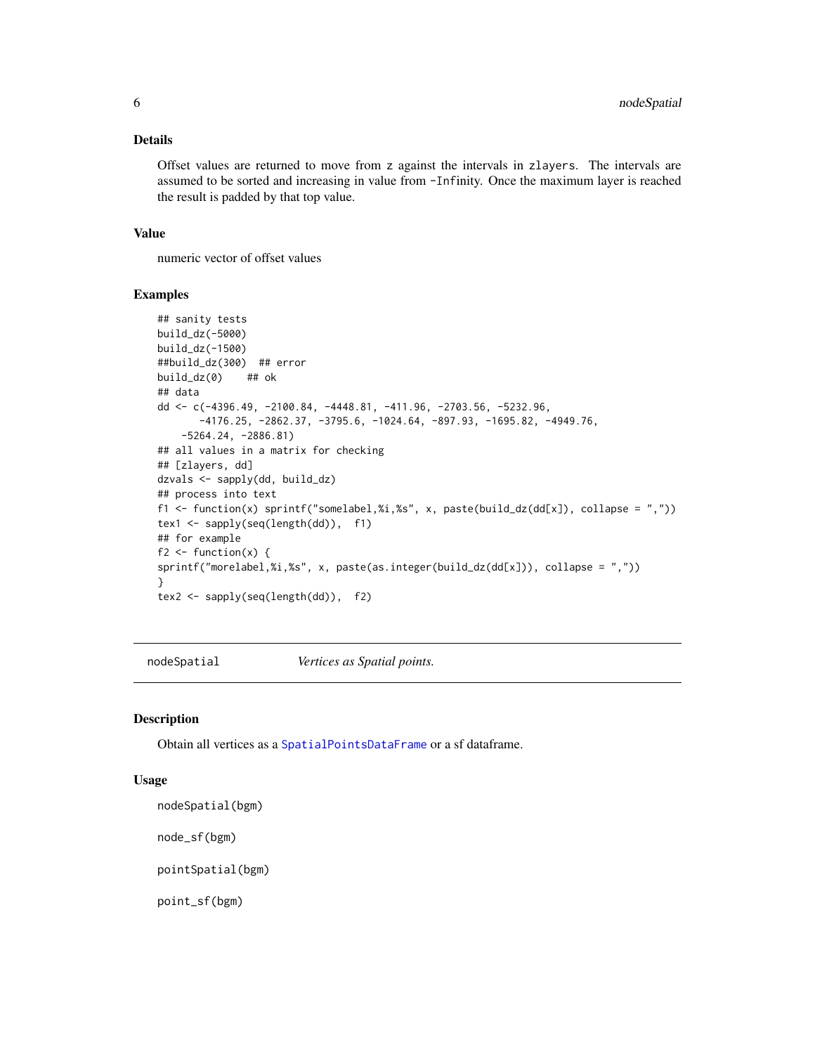### Details

Offset values are returned to move from z against the intervals in zlayers. The intervals are assumed to be sorted and increasing in value from -Infinity. Once the maximum layer is reached the result is padded by that top value.

### Value

numeric vector of offset values

### Examples

```
## sanity tests
build_dz(-5000)
build_dz(-1500)
##build_dz(300)  ## error
build_dz(0)    ## ok
## data
dd <- c(-4396.49, -2100.84, -4448.81, -411.96, -2703.56, -5232.96,
       -4176.25, -2862.37, -3795.6, -1024.64, -897.93, -1695.82, -4949.76,
    -5264.24, -2886.81)
## all values in a matrix for checking
## [zlayers, dd]
dzvals <- sapply(dd, build_dz)
## process into text
f1 <- function(x) sprintf("somelabel,%i,%s", x, paste(build_dz(dd[x]), collapse = ","))
tex1 <- sapply(seq(length(dd)),  f1)
## for example
f2 <- function(x) {
sprintf("morelabel,%i,%s", x, paste(as.integer(build_dz(dd[x])), collapse = ","))
}
tex2 <- sapply(seq(length(dd)),  f2)
```

---

## nodeSpatial — *Vertices as Spatial points.*

### Description

Obtain all vertices as a SpatialPointsDataFrame or a sf dataframe.

### Usage

```
nodeSpatial(bgm)

node_sf(bgm)

pointSpatial(bgm)

point_sf(bgm)
```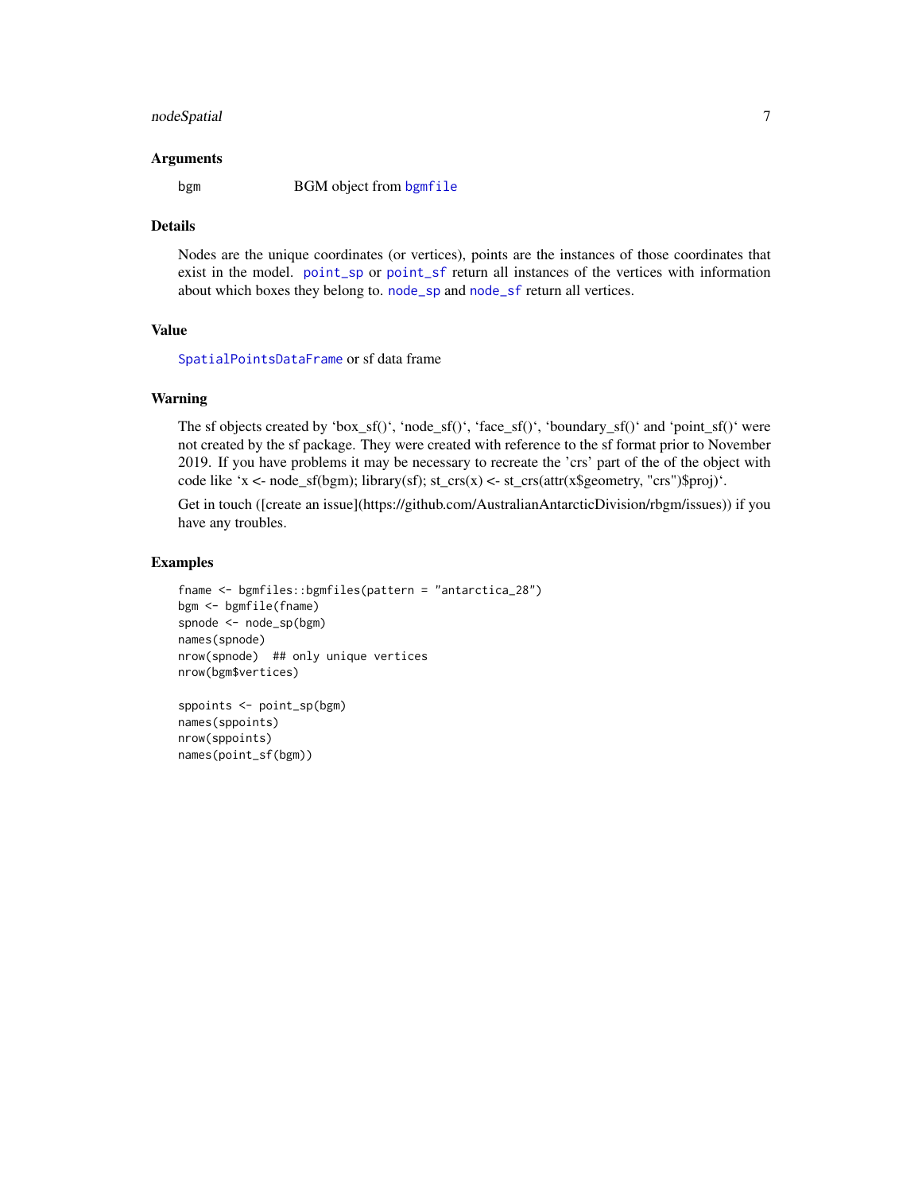## Arguments

`bgm` BGM object from `bgmfile`

## Details

Nodes are the unique coordinates (or vertices), points are the instances of those coordinates that exist in the model. `point_sp` or `point_sf` return all instances of the vertices with information about which boxes they belong to. `node_sp` and `node_sf` return all vertices.

## Value

`SpatialPointsDataFrame` or sf data frame

## Warning

The sf objects created by ‘box_sf()‘, ‘node_sf()‘, ‘face_sf()‘, ‘boundary_sf()‘ and ‘point_sf()‘ were not created by the sf package. They were created with reference to the sf format prior to November 2019. If you have problems it may be necessary to recreate the 'crs' part of the of the object with code like ‘x <- node_sf(bgm); library(sf); st_crs(x) <- st_crs(attr(x$geometry, "crs")$proj)‘.

Get in touch ([create an issue](https://github.com/AustralianAntarcticDivision/rbgm/issues)) if you have any troubles.

## Examples

```
fname <- bgmfiles::bgmfiles(pattern = "antarctica_28")
bgm <- bgmfile(fname)
spnode <- node_sp(bgm)
names(spnode)
nrow(spnode)  ## only unique vertices
nrow(bgm$vertices)

sppoints <- point_sp(bgm)
names(sppoints)
nrow(sppoints)
names(point_sf(bgm))
```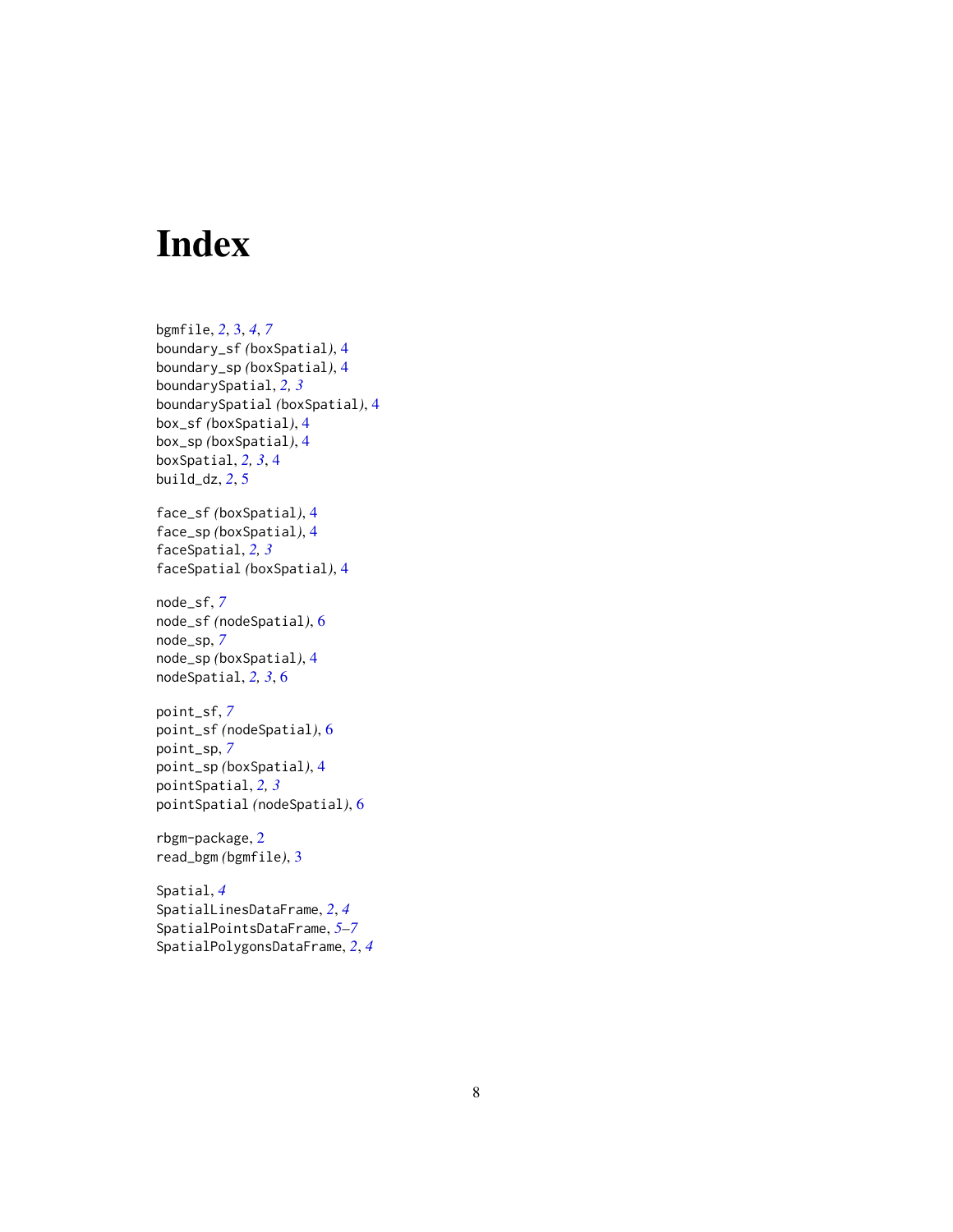# Index

bgmfile, *2*, 3, *4*, *7*
boundary_sf *(*boxSpatial*)*, 4
boundary_sp *(*boxSpatial*)*, 4
boundarySpatial, *2, 3*
boundarySpatial *(*boxSpatial*)*, 4
box_sf *(*boxSpatial*)*, 4
box_sp *(*boxSpatial*)*, 4
boxSpatial, *2, 3*, 4
build_dz, *2*, 5

face_sf *(*boxSpatial*)*, 4
face_sp *(*boxSpatial*)*, 4
faceSpatial, *2, 3*
faceSpatial *(*boxSpatial*)*, 4

node_sf, *7*
node_sf *(*nodeSpatial*)*, 6
node_sp, *7*
node_sp *(*boxSpatial*)*, 4
nodeSpatial, *2, 3*, 6

point_sf, *7*
point_sf *(*nodeSpatial*)*, 6
point_sp, *7*
point_sp *(*boxSpatial*)*, 4
pointSpatial, *2, 3*
pointSpatial *(*nodeSpatial*)*, 6

rbgm-package, 2
read_bgm *(*bgmfile*)*, 3

Spatial, *4*
SpatialLinesDataFrame, *2*, *4*
SpatialPointsDataFrame, *5–7*
SpatialPolygonsDataFrame, *2*, *4*